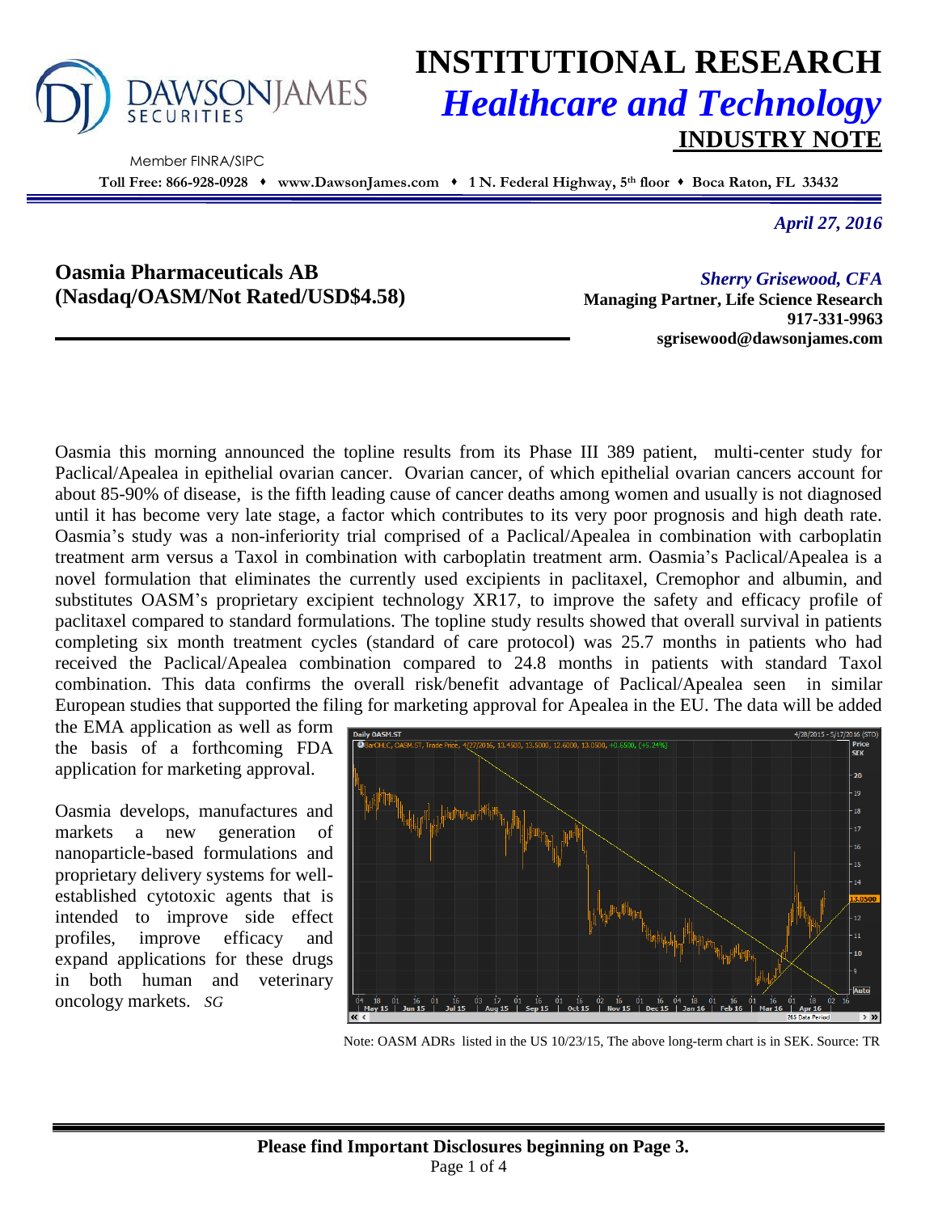# INSTITUTIONAL RESEARCH

## *Healthcare and Technology*

## INDUSTRY NOTE

DAWSON JAMES SECURITIES

Member FINRA/SIPC

**Toll Free: 866-928-0928 • www.DawsonJames.com • 1 N. Federal Highway, 5th floor • Boca Raton, FL 33432**

*April 27, 2016*

**Oasmia Pharmaceuticals AB**
**(Nasdaq/OASM/Not Rated/USD$4.58)**

*Sherry Grisewood, CFA*
**Managing Partner, Life Science Research**
**917-331-9963**
**sgrisewood@dawsonjames.com**

Oasmia this morning announced the topline results from its Phase III 389 patient, multi-center study for Paclical/Apealea in epithelial ovarian cancer. Ovarian cancer, of which epithelial ovarian cancers account for about 85-90% of disease, is the fifth leading cause of cancer deaths among women and usually is not diagnosed until it has become very late stage, a factor which contributes to its very poor prognosis and high death rate. Oasmia's study was a non-inferiority trial comprised of a Paclical/Apealea in combination with carboplatin treatment arm versus a Taxol in combination with carboplatin treatment arm. Oasmia's Paclical/Apealea is a novel formulation that eliminates the currently used excipients in paclitaxel, Cremophor and albumin, and substitutes OASM's proprietary excipient technology XR17, to improve the safety and efficacy profile of paclitaxel compared to standard formulations. The topline study results showed that overall survival in patients completing six month treatment cycles (standard of care protocol) was 25.7 months in patients who had received the Paclical/Apealea combination compared to 24.8 months in patients with standard Taxol combination. This data confirms the overall risk/benefit advantage of Paclical/Apealea seen in similar European studies that supported the filing for marketing approval for Apealea in the EU. The data will be added the EMA application as well as form the basis of a forthcoming FDA application for marketing approval.

Oasmia develops, manufactures and markets a new generation of nanoparticle-based formulations and proprietary delivery systems for well-established cytotoxic agents that is intended to improve side effect profiles, improve efficacy and expand applications for these drugs in both human and veterinary oncology markets. *SG*

Note: OASM ADRs listed in the US 10/23/15, The above long-term chart is in SEK. Source: TR

**Please find Important Disclosures beginning on Page 3.**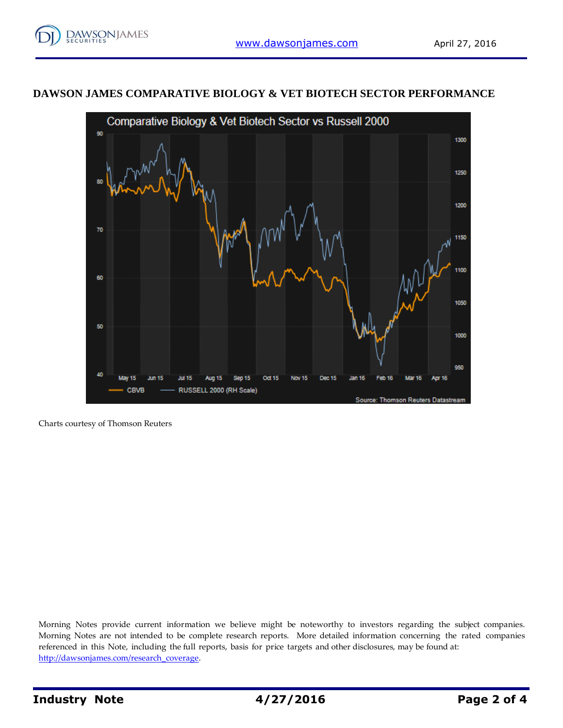## DAWSON JAMES COMPARATIVE BIOLOGY & VET BIOTECH SECTOR PERFORMANCE

Charts courtesy of Thomson Reuters

Morning Notes provide current information we believe might be noteworthy to investors regarding the subject companies. Morning Notes are not intended to be complete research reports. More detailed information concerning the rated companies referenced in this Note, including the full reports, basis for price targets and other disclosures, may be found at: http://dawsonjames.com/research_coverage.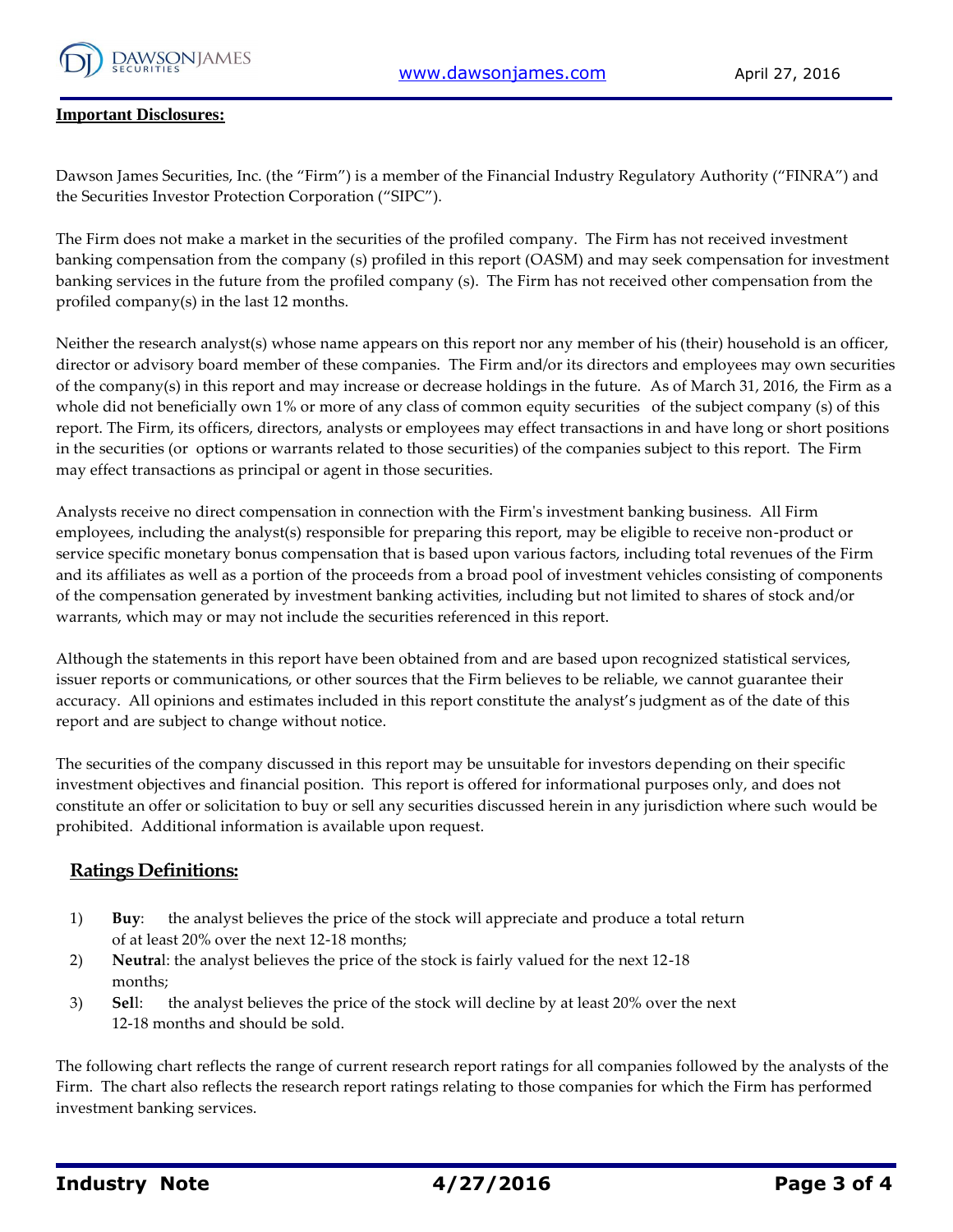## Important Disclosures:

Dawson James Securities, Inc. (the "Firm") is a member of the Financial Industry Regulatory Authority ("FINRA") and the Securities Investor Protection Corporation ("SIPC").

The Firm does not make a market in the securities of the profiled company. The Firm has not received investment banking compensation from the company (s) profiled in this report (OASM) and may seek compensation for investment banking services in the future from the profiled company (s). The Firm has not received other compensation from the profiled company(s) in the last 12 months.

Neither the research analyst(s) whose name appears on this report nor any member of his (their) household is an officer, director or advisory board member of these companies. The Firm and/or its directors and employees may own securities of the company(s) in this report and may increase or decrease holdings in the future. As of March 31, 2016, the Firm as a whole did not beneficially own 1% or more of any class of common equity securities of the subject company (s) of this report. The Firm, its officers, directors, analysts or employees may effect transactions in and have long or short positions in the securities (or options or warrants related to those securities) of the companies subject to this report. The Firm may effect transactions as principal or agent in those securities.

Analysts receive no direct compensation in connection with the Firm's investment banking business. All Firm employees, including the analyst(s) responsible for preparing this report, may be eligible to receive non-product or service specific monetary bonus compensation that is based upon various factors, including total revenues of the Firm and its affiliates as well as a portion of the proceeds from a broad pool of investment vehicles consisting of components of the compensation generated by investment banking activities, including but not limited to shares of stock and/or warrants, which may or may not include the securities referenced in this report.

Although the statements in this report have been obtained from and are based upon recognized statistical services, issuer reports or communications, or other sources that the Firm believes to be reliable, we cannot guarantee their accuracy. All opinions and estimates included in this report constitute the analyst's judgment as of the date of this report and are subject to change without notice.

The securities of the company discussed in this report may be unsuitable for investors depending on their specific investment objectives and financial position. This report is offered for informational purposes only, and does not constitute an offer or solicitation to buy or sell any securities discussed herein in any jurisdiction where such would be prohibited. Additional information is available upon request.

## Ratings Definitions:

1) **Buy**: the analyst believes the price of the stock will appreciate and produce a total return of at least 20% over the next 12-18 months;
2) **Neutral**: the analyst believes the price of the stock is fairly valued for the next 12-18 months;
3) **Sell**: the analyst believes the price of the stock will decline by at least 20% over the next 12-18 months and should be sold.

The following chart reflects the range of current research report ratings for all companies followed by the analysts of the Firm. The chart also reflects the research report ratings relating to those companies for which the Firm has performed investment banking services.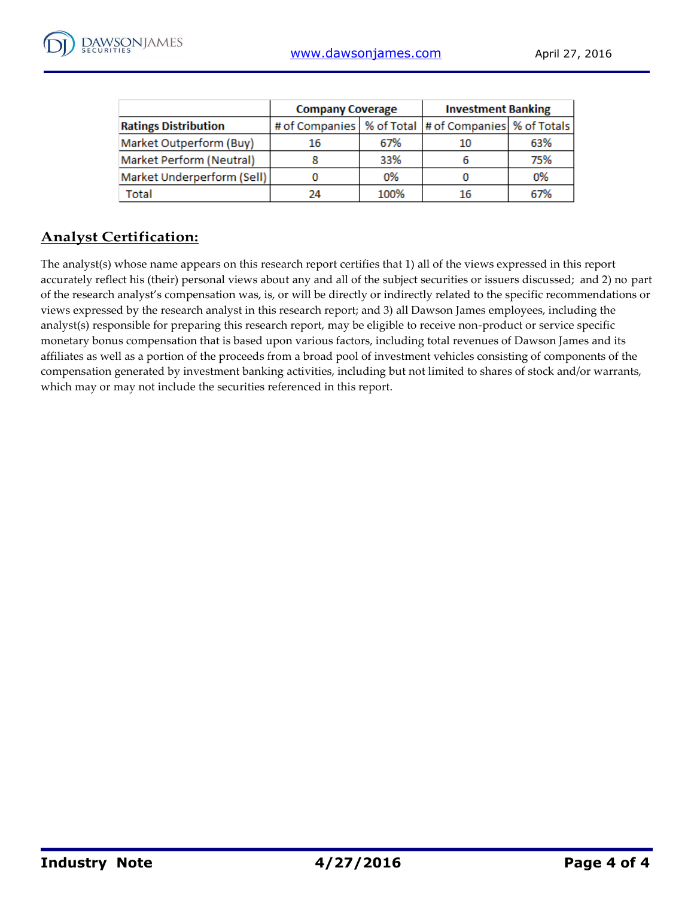| | Company Coverage | | Investment Banking | |
|---|---|---|---|---|
| **Ratings Distribution** | # of Companies | % of Total | # of Companies | % of Totals |
| Market Outperform (Buy) | 16 | 67% | 10 | 63% |
| Market Perform (Neutral) | 8 | 33% | 6 | 75% |
| Market Underperform (Sell) | 0 | 0% | 0 | 0% |
| Total | 24 | 100% | 16 | 67% |

## Analyst Certification:

The analyst(s) whose name appears on this research report certifies that 1) all of the views expressed in this report accurately reflect his (their) personal views about any and all of the subject securities or issuers discussed; and 2) no part of the research analyst's compensation was, is, or will be directly or indirectly related to the specific recommendations or views expressed by the research analyst in this research report; and 3) all Dawson James employees, including the analyst(s) responsible for preparing this research report, may be eligible to receive non-product or service specific monetary bonus compensation that is based upon various factors, including total revenues of Dawson James and its affiliates as well as a portion of the proceeds from a broad pool of investment vehicles consisting of components of the compensation generated by investment banking activities, including but not limited to shares of stock and/or warrants, which may or may not include the securities referenced in this report.